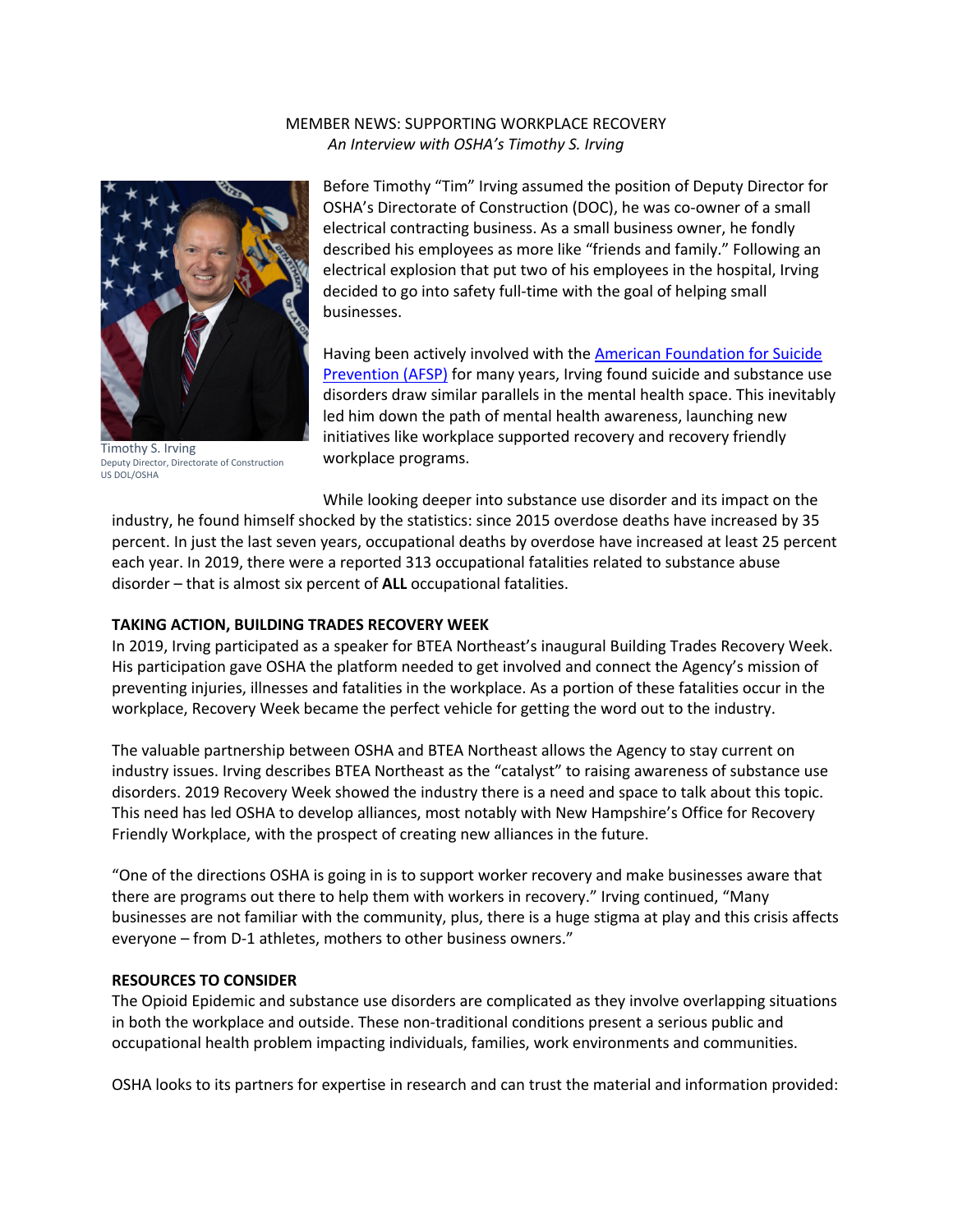MEMBER NEWS: SUPPORTING WORKPLACE RECOVERY

*An Interview with OSHA's Timothy S. Irving*

Timothy S. Irving
Deputy Director, Directorate of Construction
US DOL/OSHA

Before Timothy "Tim" Irving assumed the position of Deputy Director for OSHA's Directorate of Construction (DOC), he was co-owner of a small electrical contracting business. As a small business owner, he fondly described his employees as more like "friends and family." Following an electrical explosion that put two of his employees in the hospital, Irving decided to go into safety full-time with the goal of helping small businesses.

Having been actively involved with the American Foundation for Suicide Prevention (AFSP) for many years, Irving found suicide and substance use disorders draw similar parallels in the mental health space. This inevitably led him down the path of mental health awareness, launching new initiatives like workplace supported recovery and recovery friendly workplace programs.

While looking deeper into substance use disorder and its impact on the industry, he found himself shocked by the statistics: since 2015 overdose deaths have increased by 35 percent. In just the last seven years, occupational deaths by overdose have increased at least 25 percent each year. In 2019, there were a reported 313 occupational fatalities related to substance abuse disorder – that is almost six percent of **ALL** occupational fatalities.

**TAKING ACTION, BUILDING TRADES RECOVERY WEEK**

In 2019, Irving participated as a speaker for BTEA Northeast's inaugural Building Trades Recovery Week. His participation gave OSHA the platform needed to get involved and connect the Agency's mission of preventing injuries, illnesses and fatalities in the workplace. As a portion of these fatalities occur in the workplace, Recovery Week became the perfect vehicle for getting the word out to the industry.

The valuable partnership between OSHA and BTEA Northeast allows the Agency to stay current on industry issues. Irving describes BTEA Northeast as the "catalyst" to raising awareness of substance use disorders. 2019 Recovery Week showed the industry there is a need and space to talk about this topic. This need has led OSHA to develop alliances, most notably with New Hampshire's Office for Recovery Friendly Workplace, with the prospect of creating new alliances in the future.

"One of the directions OSHA is going in is to support worker recovery and make businesses aware that there are programs out there to help them with workers in recovery." Irving continued, "Many businesses are not familiar with the community, plus, there is a huge stigma at play and this crisis affects everyone – from D-1 athletes, mothers to other business owners."

**RESOURCES TO CONSIDER**

The Opioid Epidemic and substance use disorders are complicated as they involve overlapping situations in both the workplace and outside. These non-traditional conditions present a serious public and occupational health problem impacting individuals, families, work environments and communities.

OSHA looks to its partners for expertise in research and can trust the material and information provided: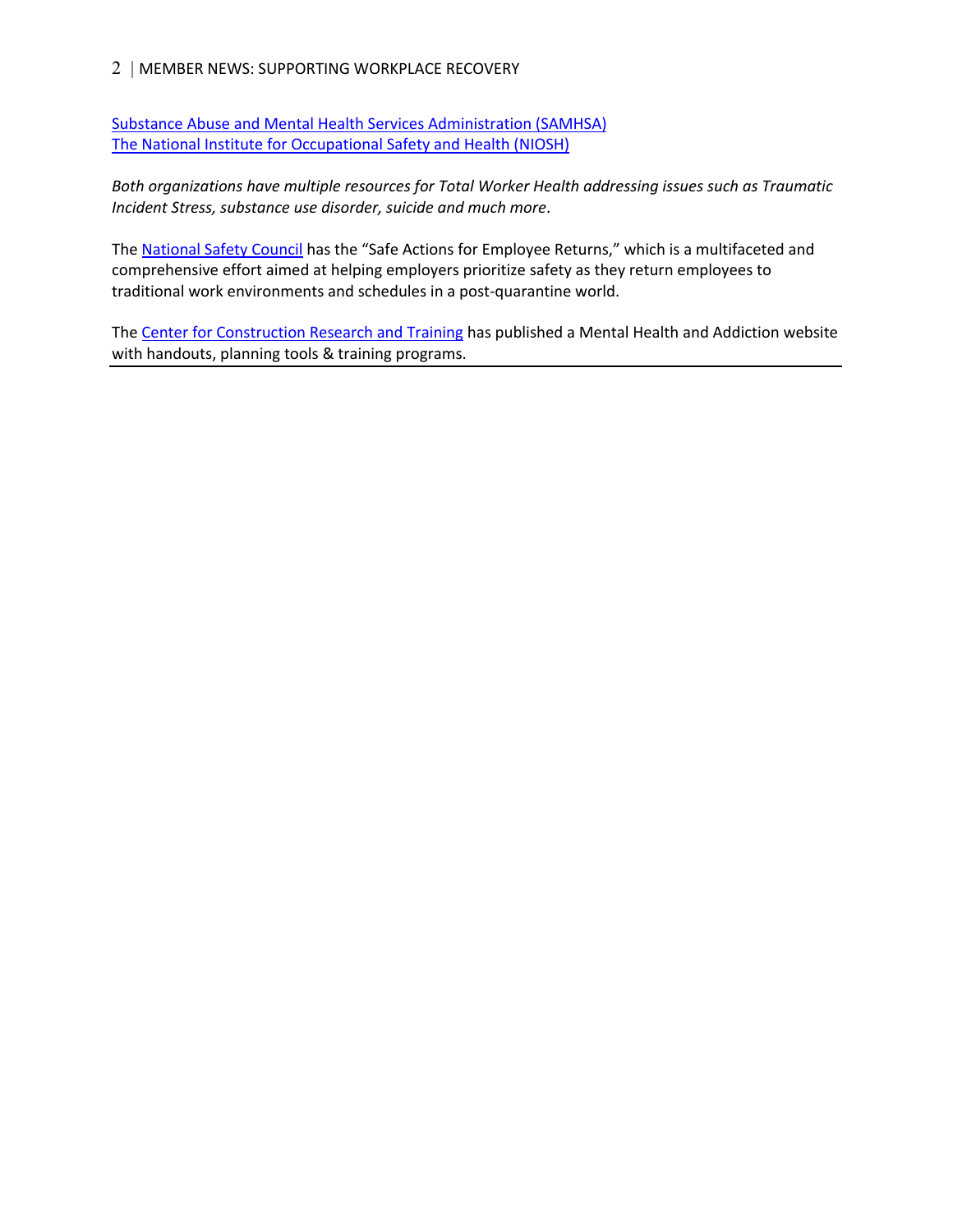[Substance Abuse and Mental Health Services Administration (SAMHSA)]
[The National Institute for Occupational Safety and Health (NIOSH)]

*Both organizations have multiple resources for Total Worker Health addressing issues such as Traumatic Incident Stress, substance use disorder, suicide and much more*.

The National Safety Council has the "Safe Actions for Employee Returns," which is a multifaceted and comprehensive effort aimed at helping employers prioritize safety as they return employees to traditional work environments and schedules in a post-quarantine world.

The Center for Construction Research and Training has published a Mental Health and Addiction website with handouts, planning tools & training programs.